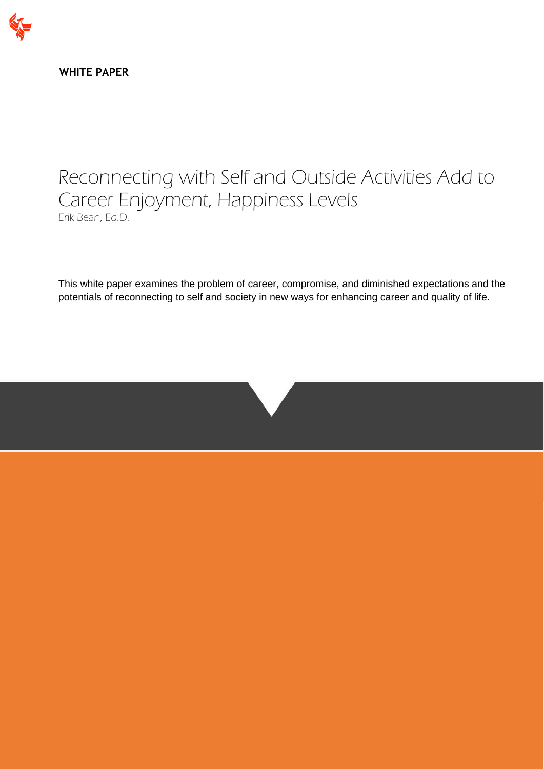**WHITE PAPER**

# Reconnecting with Self and Outside Activities Add to Career Enjoyment, Happiness Levels

Erik Bean, Ed.D.

This white paper examines the problem of career, compromise, and diminished expectations and the potentials of reconnecting to self and society in new ways for enhancing career and quality of life.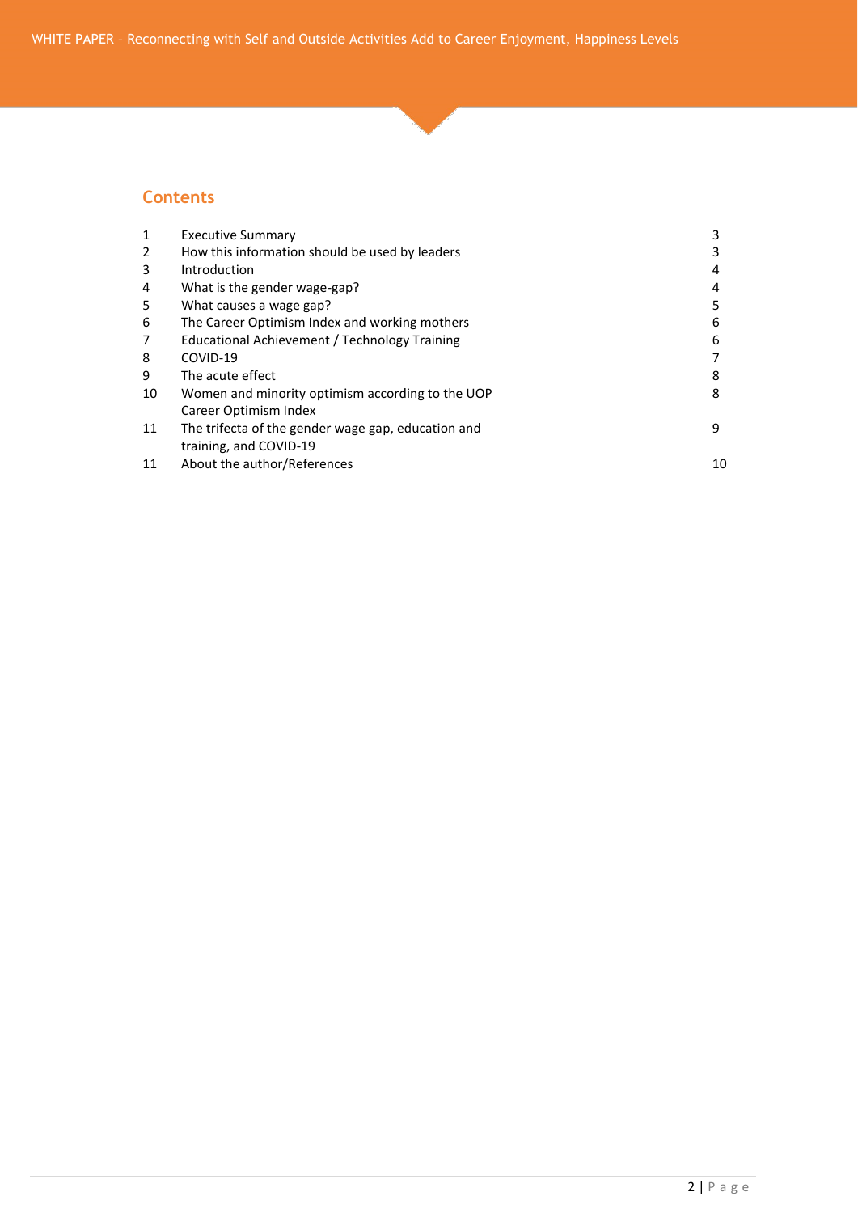## Contents

| | | |
|---|---|---|
| 1 | Executive Summary | 3 |
| 2 | How this information should be used by leaders | 3 |
| 3 | Introduction | 4 |
| 4 | What is the gender wage-gap? | 4 |
| 5 | What causes a wage gap? | 5 |
| 6 | The Career Optimism Index and working mothers | 6 |
| 7 | Educational Achievement / Technology Training | 6 |
| 8 | COVID-19 | 7 |
| 9 | The acute effect | 8 |
| 10 | Women and minority optimism according to the UOP Career Optimism Index | 8 |
| 11 | The trifecta of the gender wage gap, education and training, and COVID-19 | 9 |
| 11 | About the author/References | 10 |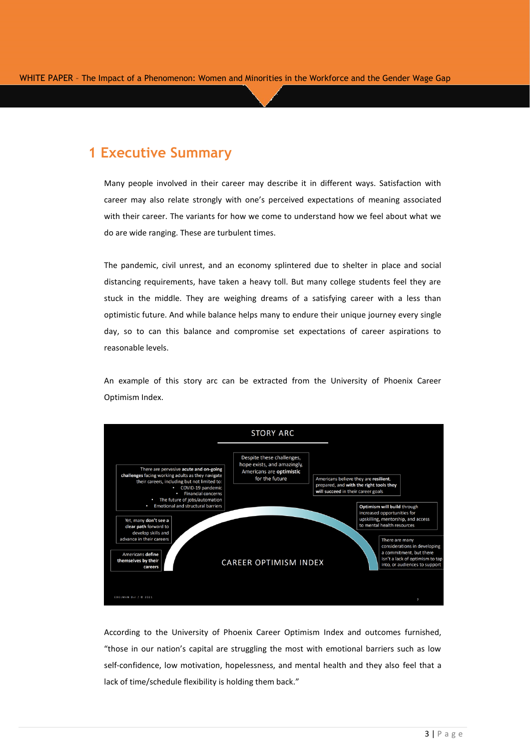# 1 Executive Summary

Many people involved in their career may describe it in different ways. Satisfaction with career may also relate strongly with one's perceived expectations of meaning associated with their career. The variants for how we come to understand how we feel about what we do are wide ranging. These are turbulent times.

The pandemic, civil unrest, and an economy splintered due to shelter in place and social distancing requirements, have taken a heavy toll. But many college students feel they are stuck in the middle. They are weighing dreams of a satisfying career with a less than optimistic future. And while balance helps many to endure their unique journey every single day, so to can this balance and compromise set expectations of career aspirations to reasonable levels.

An example of this story arc can be extracted from the University of Phoenix Career Optimism Index.

STORY ARC

- Americans **define** themselves by their careers
- Yet, many **don't see a clear path** forward to develop skills and advance in their careers
- There are pervasive **acute and on-going challenges** facing working adults as they navigate their careers, including but not limited to:
  - COVID-19 pandemic
  - Financial concerns
  - The future of jobs/automation
  - Emotional and structural barriers
- Despite these challenges, hope exists, and amazingly, Americans are **optimistic** for the future
- Americans believe they are **resilient**, prepared, and **with the right tools they will succeed** in their career goals
- **Optimism will build** through increased opportunities for upskilling, mentorship, and access to mental health resources
- There are many considerations in developing a commitment, but there isn't a lack of optimism to tap into, or audiences to support

CAREER OPTIMISM INDEX

EDELMAN DxI / © 2021

According to the University of Phoenix Career Optimism Index and outcomes furnished, "those in our nation's capital are struggling the most with emotional barriers such as low self-confidence, low motivation, hopelessness, and mental health and they also feel that a lack of time/schedule flexibility is holding them back."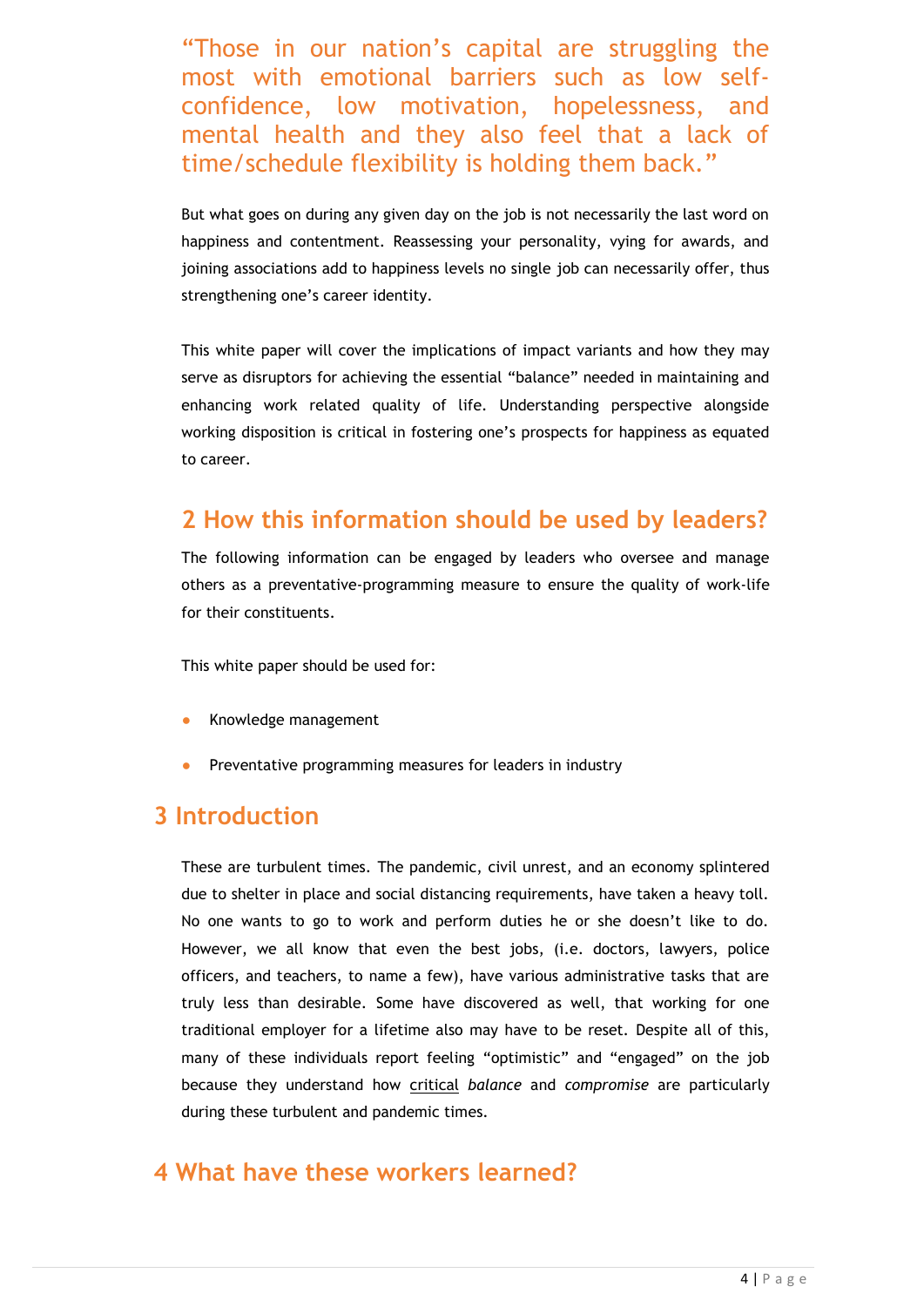> "Those in our nation's capital are struggling the most with emotional barriers such as low self-confidence, low motivation, hopelessness, and mental health and they also feel that a lack of time/schedule flexibility is holding them back."

But what goes on during any given day on the job is not necessarily the last word on happiness and contentment. Reassessing your personality, vying for awards, and joining associations add to happiness levels no single job can necessarily offer, thus strengthening one's career identity.

This white paper will cover the implications of impact variants and how they may serve as disruptors for achieving the essential "balance" needed in maintaining and enhancing work related quality of life. Understanding perspective alongside working disposition is critical in fostering one's prospects for happiness as equated to career.

## 2 How this information should be used by leaders?

The following information can be engaged by leaders who oversee and manage others as a preventative-programming measure to ensure the quality of work-life for their constituents.

This white paper should be used for:

- Knowledge management
- Preventative programming measures for leaders in industry

## 3 Introduction

These are turbulent times. The pandemic, civil unrest, and an economy splintered due to shelter in place and social distancing requirements, have taken a heavy toll. No one wants to go to work and perform duties he or she doesn't like to do. However, we all know that even the best jobs, (i.e. doctors, lawyers, police officers, and teachers, to name a few), have various administrative tasks that are truly less than desirable. Some have discovered as well, that working for one traditional employer for a lifetime also may have to be reset. Despite all of this, many of these individuals report feeling "optimistic" and "engaged" on the job because they understand how critical *balance* and *compromise* are particularly during these turbulent and pandemic times.

## 4 What have these workers learned?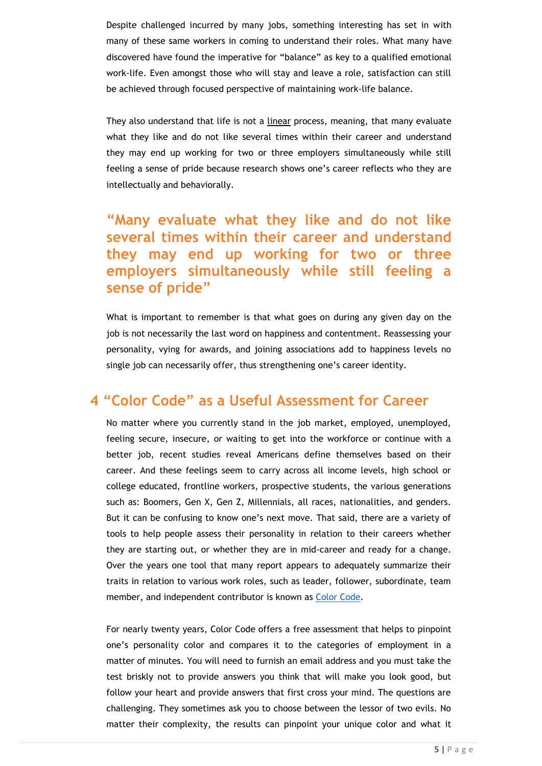Despite challenged incurred by many jobs, something interesting has set in with many of these same workers in coming to understand their roles. What many have discovered have found the imperative for “balance” as key to a qualified emotional work-life. Even amongst those who will stay and leave a role, satisfaction can still be achieved through focused perspective of maintaining work-life balance.

They also understand that life is not a linear process, meaning, that many evaluate what they like and do not like several times within their career and understand they may end up working for two or three employers simultaneously while still feeling a sense of pride because research shows one’s career reflects who they are intellectually and behaviorally.

> **“Many evaluate what they like and do not like several times within their career and understand they may end up working for two or three employers simultaneously while still feeling a sense of pride”**

What is important to remember is that what goes on during any given day on the job is not necessarily the last word on happiness and contentment. Reassessing your personality, vying for awards, and joining associations add to happiness levels no single job can necessarily offer, thus strengthening one’s career identity.

## 4 “Color Code” as a Useful Assessment for Career

No matter where you currently stand in the job market, employed, unemployed, feeling secure, insecure, or waiting to get into the workforce or continue with a better job, recent studies reveal Americans define themselves based on their career. And these feelings seem to carry across all income levels, high school or college educated, frontline workers, prospective students, the various generations such as: Boomers, Gen X, Gen Z, Millennials, all races, nationalities, and genders. But it can be confusing to know one’s next move. That said, there are a variety of tools to help people assess their personality in relation to their careers whether they are starting out, or whether they are in mid-career and ready for a change. Over the years one tool that many report appears to adequately summarize their traits in relation to various work roles, such as leader, follower, subordinate, team member, and independent contributor is known as Color Code.

For nearly twenty years, Color Code offers a free assessment that helps to pinpoint one’s personality color and compares it to the categories of employment in a matter of minutes. You will need to furnish an email address and you must take the test briskly not to provide answers you think that will make you look good, but follow your heart and provide answers that first cross your mind. The questions are challenging. They sometimes ask you to choose between the lessor of two evils. No matter their complexity, the results can pinpoint your unique color and what it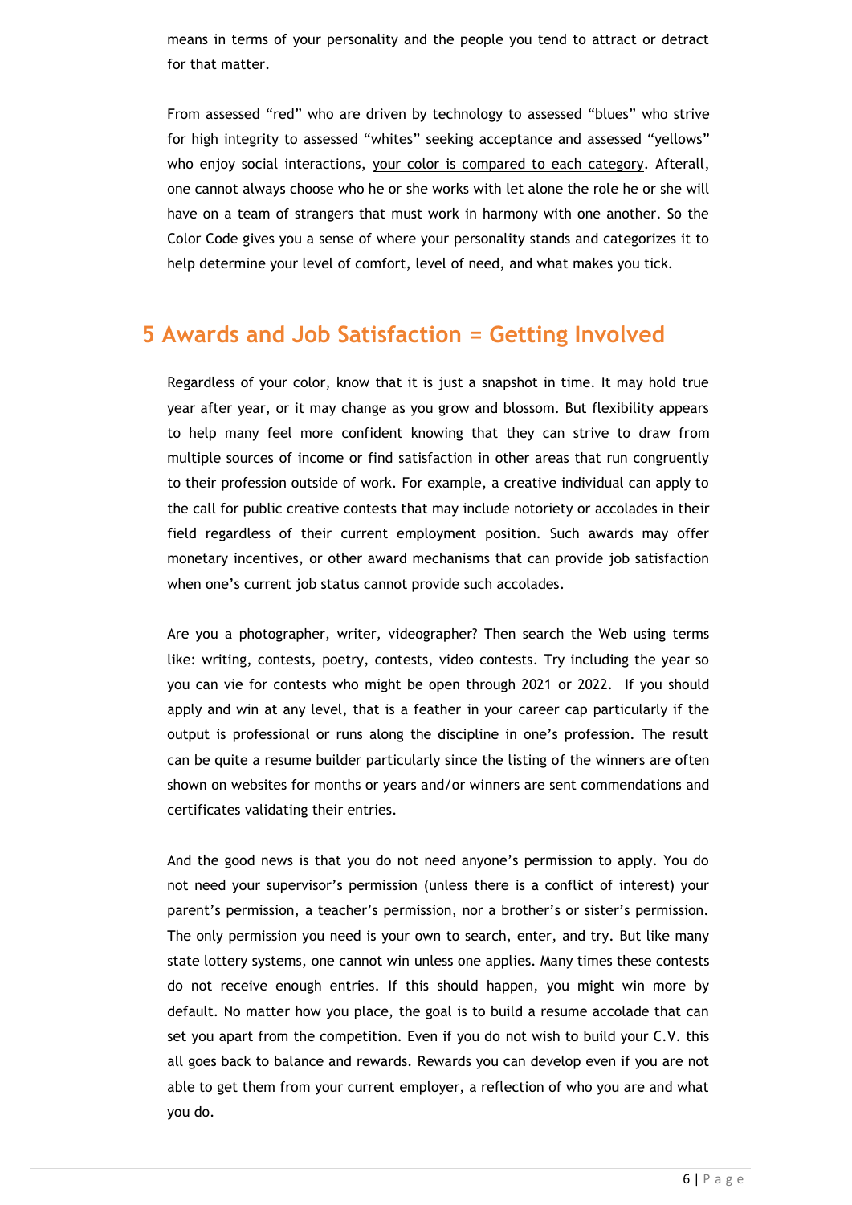means in terms of your personality and the people you tend to attract or detract for that matter.

From assessed "red" who are driven by technology to assessed "blues" who strive for high integrity to assessed "whites" seeking acceptance and assessed "yellows" who enjoy social interactions, your color is compared to each category. Afterall, one cannot always choose who he or she works with let alone the role he or she will have on a team of strangers that must work in harmony with one another. So the Color Code gives you a sense of where your personality stands and categorizes it to help determine your level of comfort, level of need, and what makes you tick.

## 5 Awards and Job Satisfaction = Getting Involved

Regardless of your color, know that it is just a snapshot in time. It may hold true year after year, or it may change as you grow and blossom. But flexibility appears to help many feel more confident knowing that they can strive to draw from multiple sources of income or find satisfaction in other areas that run congruently to their profession outside of work. For example, a creative individual can apply to the call for public creative contests that may include notoriety or accolades in their field regardless of their current employment position. Such awards may offer monetary incentives, or other award mechanisms that can provide job satisfaction when one's current job status cannot provide such accolades.

Are you a photographer, writer, videographer? Then search the Web using terms like: writing, contests, poetry, contests, video contests. Try including the year so you can vie for contests who might be open through 2021 or 2022. If you should apply and win at any level, that is a feather in your career cap particularly if the output is professional or runs along the discipline in one's profession. The result can be quite a resume builder particularly since the listing of the winners are often shown on websites for months or years and/or winners are sent commendations and certificates validating their entries.

And the good news is that you do not need anyone's permission to apply. You do not need your supervisor's permission (unless there is a conflict of interest) your parent's permission, a teacher's permission, nor a brother's or sister's permission. The only permission you need is your own to search, enter, and try. But like many state lottery systems, one cannot win unless one applies. Many times these contests do not receive enough entries. If this should happen, you might win more by default. No matter how you place, the goal is to build a resume accolade that can set you apart from the competition. Even if you do not wish to build your C.V. this all goes back to balance and rewards. Rewards you can develop even if you are not able to get them from your current employer, a reflection of who you are and what you do.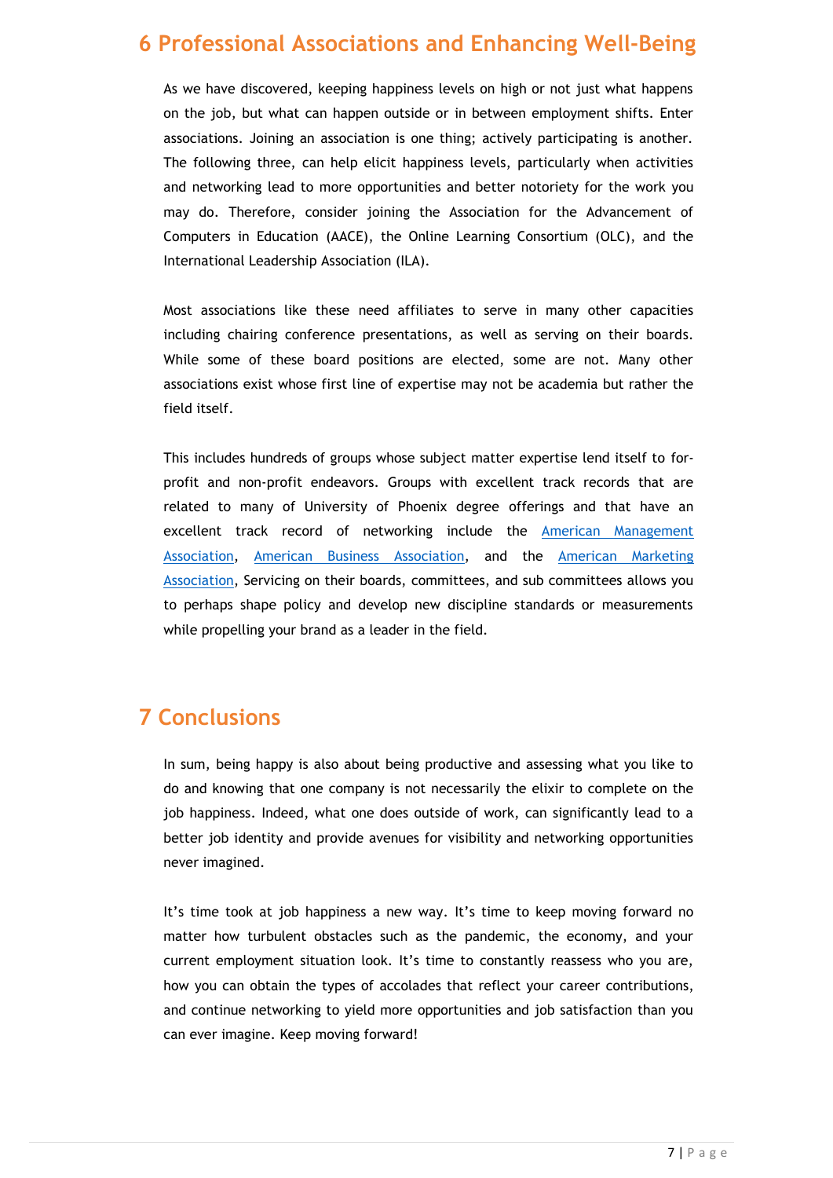## 6 Professional Associations and Enhancing Well-Being

As we have discovered, keeping happiness levels on high or not just what happens on the job, but what can happen outside or in between employment shifts. Enter associations. Joining an association is one thing; actively participating is another. The following three, can help elicit happiness levels, particularly when activities and networking lead to more opportunities and better notoriety for the work you may do. Therefore, consider joining the Association for the Advancement of Computers in Education (AACE), the Online Learning Consortium (OLC), and the International Leadership Association (ILA).

Most associations like these need affiliates to serve in many other capacities including chairing conference presentations, as well as serving on their boards. While some of these board positions are elected, some are not. Many other associations exist whose first line of expertise may not be academia but rather the field itself.

This includes hundreds of groups whose subject matter expertise lend itself to for-profit and non-profit endeavors. Groups with excellent track records that are related to many of University of Phoenix degree offerings and that have an excellent track record of networking include the American Management Association, American Business Association, and the American Marketing Association, Servicing on their boards, committees, and sub committees allows you to perhaps shape policy and develop new discipline standards or measurements while propelling your brand as a leader in the field.

## 7 Conclusions

In sum, being happy is also about being productive and assessing what you like to do and knowing that one company is not necessarily the elixir to complete on the job happiness. Indeed, what one does outside of work, can significantly lead to a better job identity and provide avenues for visibility and networking opportunities never imagined.

It's time took at job happiness a new way. It's time to keep moving forward no matter how turbulent obstacles such as the pandemic, the economy, and your current employment situation look. It's time to constantly reassess who you are, how you can obtain the types of accolades that reflect your career contributions, and continue networking to yield more opportunities and job satisfaction than you can ever imagine. Keep moving forward!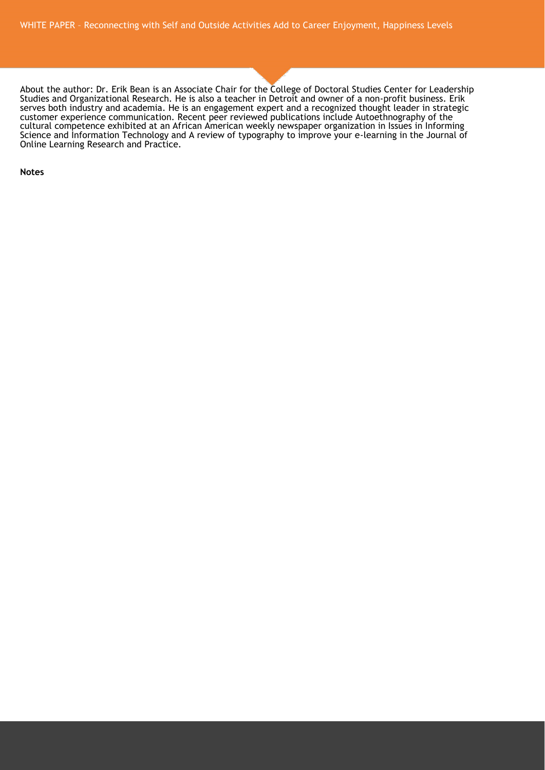About the author: Dr. Erik Bean is an Associate Chair for the College of Doctoral Studies Center for Leadership Studies and Organizational Research. He is also a teacher in Detroit and owner of a non-profit business. Erik serves both industry and academia. He is an engagement expert and a recognized thought leader in strategic customer experience communication. Recent peer reviewed publications include Autoethnography of the cultural competence exhibited at an African American weekly newspaper organization in Issues in Informing Science and Information Technology and A review of typography to improve your e-learning in the Journal of Online Learning Research and Practice.

**Notes**